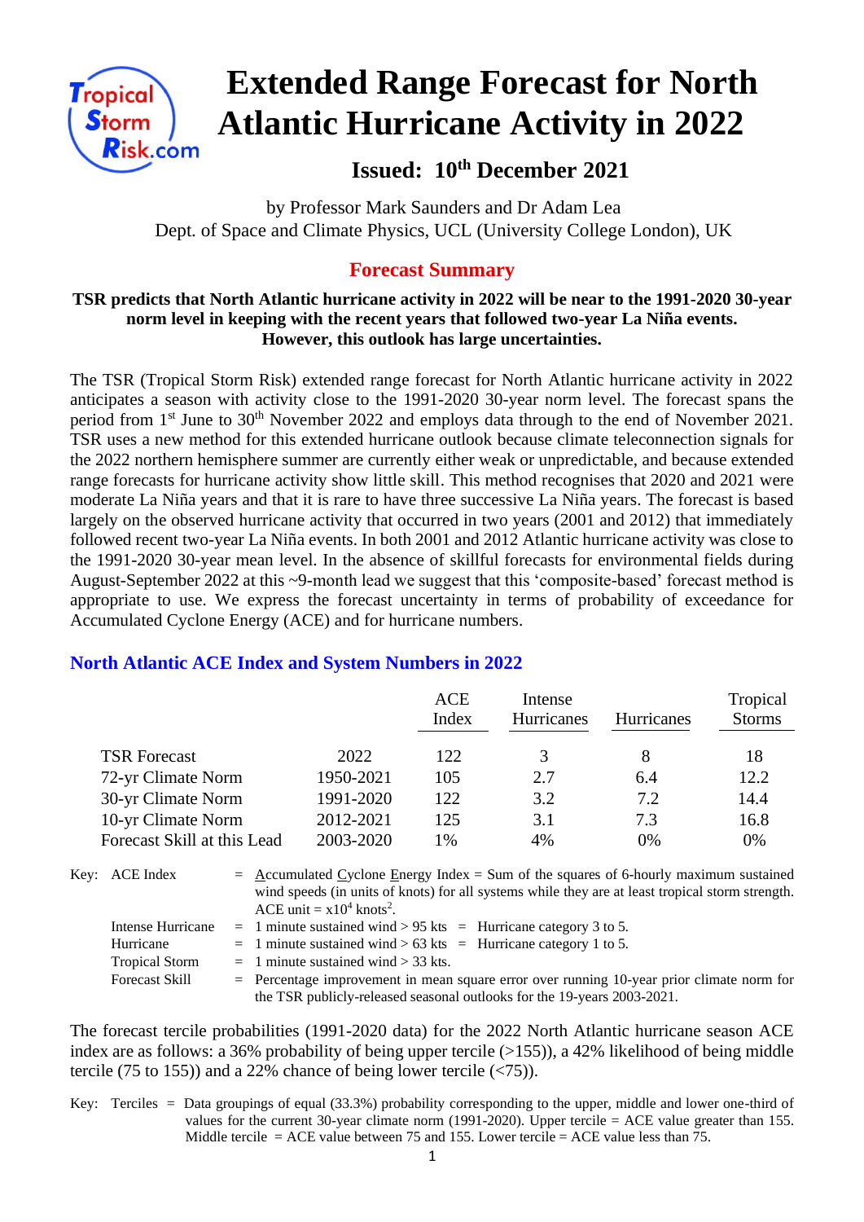# Extended Range Forecast for North Atlantic Hurricane Activity in 2022

## Issued: 10th December 2021

by Professor Mark Saunders and Dr Adam Lea
Dept. of Space and Climate Physics, UCL (University College London), UK

## Forecast Summary

**TSR predicts that North Atlantic hurricane activity in 2022 will be near to the 1991-2020 30-year norm level in keeping with the recent years that followed two-year La Niña events. However, this outlook has large uncertainties.**

The TSR (Tropical Storm Risk) extended range forecast for North Atlantic hurricane activity in 2022 anticipates a season with activity close to the 1991-2020 30-year norm level. The forecast spans the period from 1st June to 30th November 2022 and employs data through to the end of November 2021. TSR uses a new method for this extended hurricane outlook because climate teleconnection signals for the 2022 northern hemisphere summer are currently either weak or unpredictable, and because extended range forecasts for hurricane activity show little skill. This method recognises that 2020 and 2021 were moderate La Niña years and that it is rare to have three successive La Niña years. The forecast is based largely on the observed hurricane activity that occurred in two years (2001 and 2012) that immediately followed recent two-year La Niña events. In both 2001 and 2012 Atlantic hurricane activity was close to the 1991-2020 30-year mean level. In the absence of skillful forecasts for environmental fields during August-September 2022 at this ~9-month lead we suggest that this 'composite-based' forecast method is appropriate to use. We express the forecast uncertainty in terms of probability of exceedance for Accumulated Cyclone Energy (ACE) and for hurricane numbers.

### North Atlantic ACE Index and System Numbers in 2022

| | | ACE Index | Intense Hurricanes | Hurricanes | Tropical Storms |
|---|---|---|---|---|---|
| TSR Forecast | 2022 | 122 | 3 | 8 | 18 |
| 72-yr Climate Norm | 1950-2021 | 105 | 2.7 | 6.4 | 12.2 |
| 30-yr Climate Norm | 1991-2020 | 122 | 3.2 | 7.2 | 14.4 |
| 10-yr Climate Norm | 2012-2021 | 125 | 3.1 | 7.3 | 16.8 |
| Forecast Skill at this Lead | 2003-2020 | 1% | 4% | 0% | 0% |

Key:
- ACE Index = Accumulated Cyclone Energy Index = Sum of the squares of 6-hourly maximum sustained wind speeds (in units of knots) for all systems while they are at least tropical storm strength. ACE unit = $x10^4$ $knots^2$.
- Intense Hurricane = 1 minute sustained wind > 95 kts = Hurricane category 3 to 5.
- Hurricane = 1 minute sustained wind > 63 kts = Hurricane category 1 to 5.
- Tropical Storm = 1 minute sustained wind > 33 kts.
- Forecast Skill = Percentage improvement in mean square error over running 10-year prior climate norm for the TSR publicly-released seasonal outlooks for the 19-years 2003-2021.

The forecast tercile probabilities (1991-2020 data) for the 2022 North Atlantic hurricane season ACE index are as follows: a 36% probability of being upper tercile (>155)), a 42% likelihood of being middle tercile (75 to 155)) and a 22% chance of being lower tercile (<75)).

Key: Terciles = Data groupings of equal (33.3%) probability corresponding to the upper, middle and lower one-third of values for the current 30-year climate norm (1991-2020). Upper tercile = ACE value greater than 155. Middle tercile = ACE value between 75 and 155. Lower tercile = ACE value less than 75.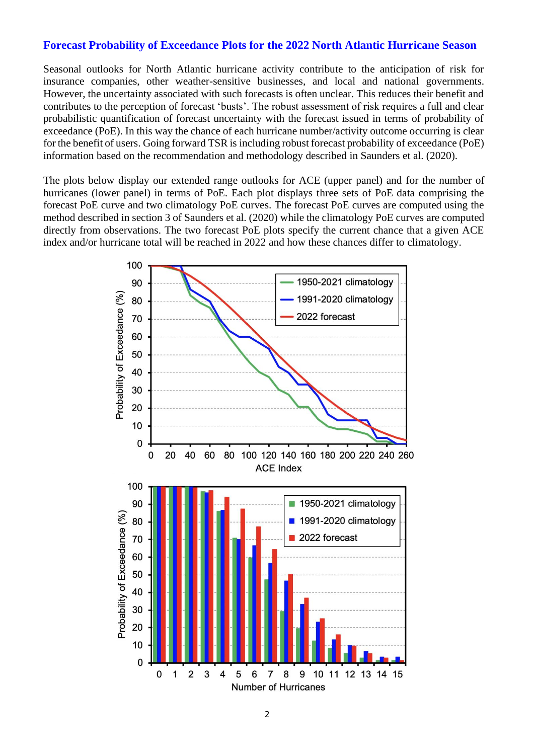## Forecast Probability of Exceedance Plots for the 2022 North Atlantic Hurricane Season

Seasonal outlooks for North Atlantic hurricane activity contribute to the anticipation of risk for insurance companies, other weather-sensitive businesses, and local and national governments. However, the uncertainty associated with such forecasts is often unclear. This reduces their benefit and contributes to the perception of forecast 'busts'. The robust assessment of risk requires a full and clear probabilistic quantification of forecast uncertainty with the forecast issued in terms of probability of exceedance (PoE). In this way the chance of each hurricane number/activity outcome occurring is clear for the benefit of users. Going forward TSR is including robust forecast probability of exceedance (PoE) information based on the recommendation and methodology described in Saunders et al. (2020).

The plots below display our extended range outlooks for ACE (upper panel) and for the number of hurricanes (lower panel) in terms of PoE. Each plot displays three sets of PoE data comprising the forecast PoE curve and two climatology PoE curves. The forecast PoE curves are computed using the method described in section 3 of Saunders et al. (2020) while the climatology PoE curves are computed directly from observations. The two forecast PoE plots specify the current chance that a given ACE index and/or hurricane total will be reached in 2022 and how these chances differ to climatology.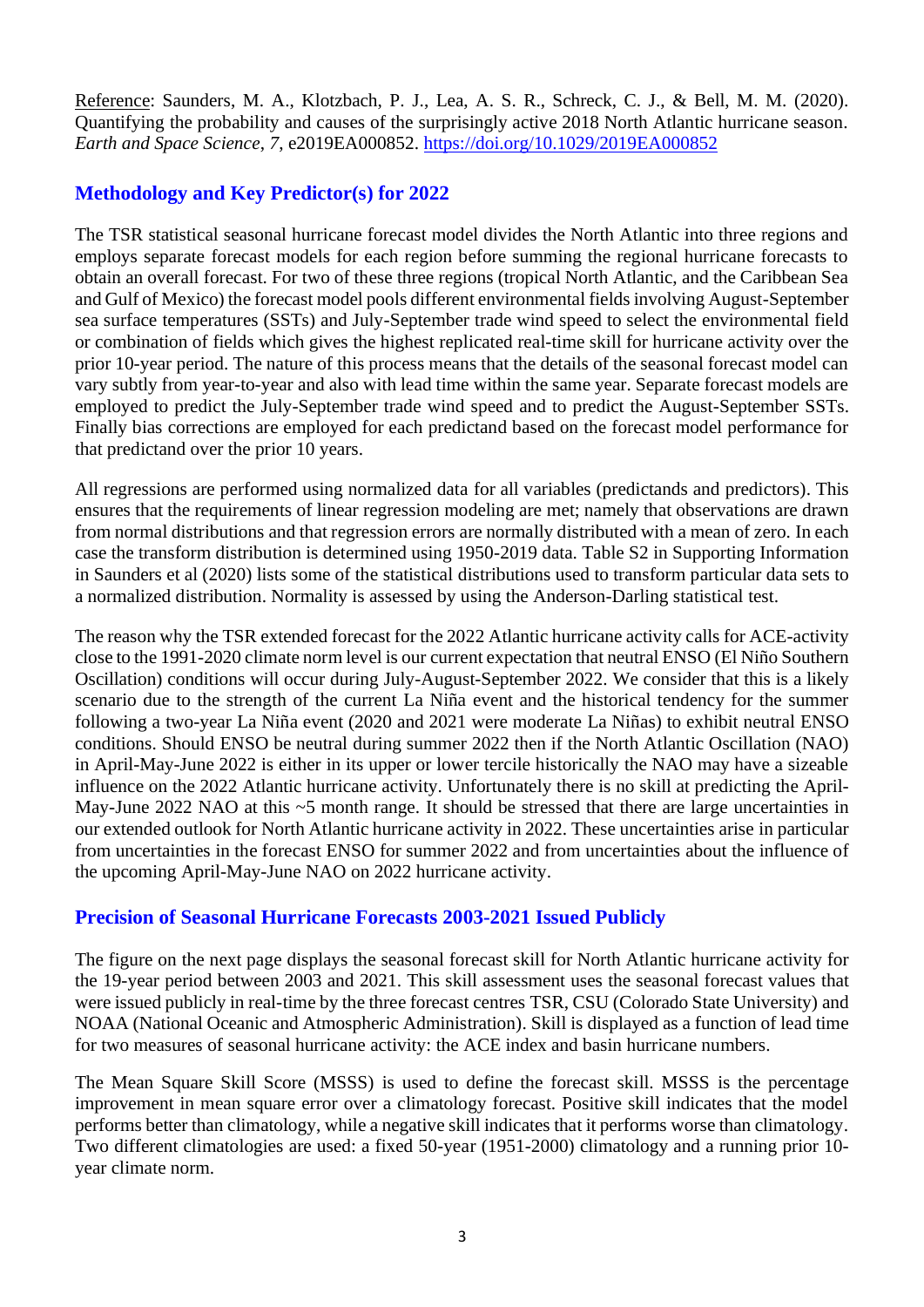Reference: Saunders, M. A., Klotzbach, P. J., Lea, A. S. R., Schreck, C. J., & Bell, M. M. (2020). Quantifying the probability and causes of the surprisingly active 2018 North Atlantic hurricane season. *Earth and Space Science*, *7*, e2019EA000852. https://doi.org/10.1029/2019EA000852

## Methodology and Key Predictor(s) for 2022

The TSR statistical seasonal hurricane forecast model divides the North Atlantic into three regions and employs separate forecast models for each region before summing the regional hurricane forecasts to obtain an overall forecast. For two of these three regions (tropical North Atlantic, and the Caribbean Sea and Gulf of Mexico) the forecast model pools different environmental fields involving August-September sea surface temperatures (SSTs) and July-September trade wind speed to select the environmental field or combination of fields which gives the highest replicated real-time skill for hurricane activity over the prior 10-year period. The nature of this process means that the details of the seasonal forecast model can vary subtly from year-to-year and also with lead time within the same year. Separate forecast models are employed to predict the July-September trade wind speed and to predict the August-September SSTs. Finally bias corrections are employed for each predictand based on the forecast model performance for that predictand over the prior 10 years.

All regressions are performed using normalized data for all variables (predictands and predictors). This ensures that the requirements of linear regression modeling are met; namely that observations are drawn from normal distributions and that regression errors are normally distributed with a mean of zero. In each case the transform distribution is determined using 1950-2019 data. Table S2 in Supporting Information in Saunders et al (2020) lists some of the statistical distributions used to transform particular data sets to a normalized distribution. Normality is assessed by using the Anderson-Darling statistical test.

The reason why the TSR extended forecast for the 2022 Atlantic hurricane activity calls for ACE-activity close to the 1991-2020 climate norm level is our current expectation that neutral ENSO (El Niño Southern Oscillation) conditions will occur during July-August-September 2022. We consider that this is a likely scenario due to the strength of the current La Niña event and the historical tendency for the summer following a two-year La Niña event (2020 and 2021 were moderate La Niñas) to exhibit neutral ENSO conditions. Should ENSO be neutral during summer 2022 then if the North Atlantic Oscillation (NAO) in April-May-June 2022 is either in its upper or lower tercile historically the NAO may have a sizeable influence on the 2022 Atlantic hurricane activity. Unfortunately there is no skill at predicting the April-May-June 2022 NAO at this ~5 month range. It should be stressed that there are large uncertainties in our extended outlook for North Atlantic hurricane activity in 2022. These uncertainties arise in particular from uncertainties in the forecast ENSO for summer 2022 and from uncertainties about the influence of the upcoming April-May-June NAO on 2022 hurricane activity.

## Precision of Seasonal Hurricane Forecasts 2003-2021 Issued Publicly

The figure on the next page displays the seasonal forecast skill for North Atlantic hurricane activity for the 19-year period between 2003 and 2021. This skill assessment uses the seasonal forecast values that were issued publicly in real-time by the three forecast centres TSR, CSU (Colorado State University) and NOAA (National Oceanic and Atmospheric Administration). Skill is displayed as a function of lead time for two measures of seasonal hurricane activity: the ACE index and basin hurricane numbers.

The Mean Square Skill Score (MSSS) is used to define the forecast skill. MSSS is the percentage improvement in mean square error over a climatology forecast. Positive skill indicates that the model performs better than climatology, while a negative skill indicates that it performs worse than climatology. Two different climatologies are used: a fixed 50-year (1951-2000) climatology and a running prior 10-year climate norm.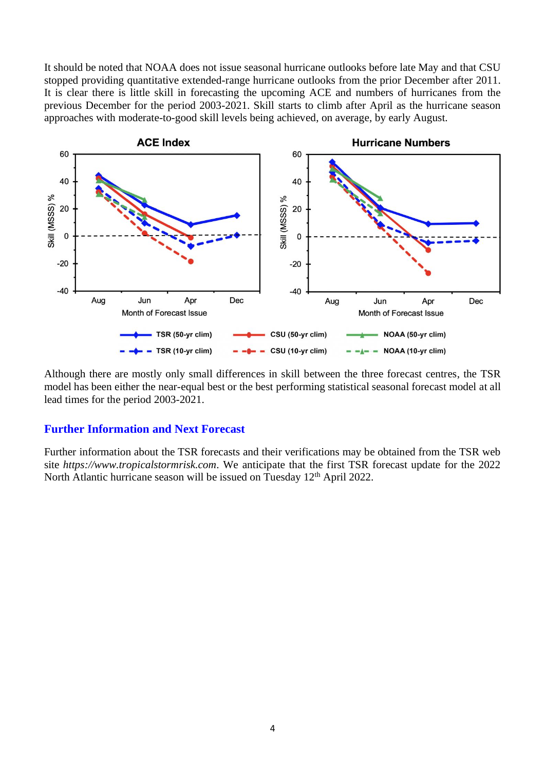It should be noted that NOAA does not issue seasonal hurricane outlooks before late May and that CSU stopped providing quantitative extended-range hurricane outlooks from the prior December after 2011. It is clear there is little skill in forecasting the upcoming ACE and numbers of hurricanes from the previous December for the period 2003-2021. Skill starts to climb after April as the hurricane season approaches with moderate-to-good skill levels being achieved, on average, by early August.

ACE Index

Hurricane Numbers

Skill (MSSS) %

60
40
20
0
-20
-40

Aug
Jun
Apr
Dec

Month of Forecast Issue

TSR (50-yr clim)
CSU (50-yr clim)
NOAA (50-yr clim)
TSR (10-yr clim)
CSU (10-yr clim)
NOAA (10-yr clim)

Although there are mostly only small differences in skill between the three forecast centres, the TSR model has been either the near-equal best or the best performing statistical seasonal forecast model at all lead times for the period 2003-2021.

## Further Information and Next Forecast

Further information about the TSR forecasts and their verifications may be obtained from the TSR web site *https://www.tropicalstormrisk.com*. We anticipate that the first TSR forecast update for the 2022 North Atlantic hurricane season will be issued on Tuesday 12th April 2022.